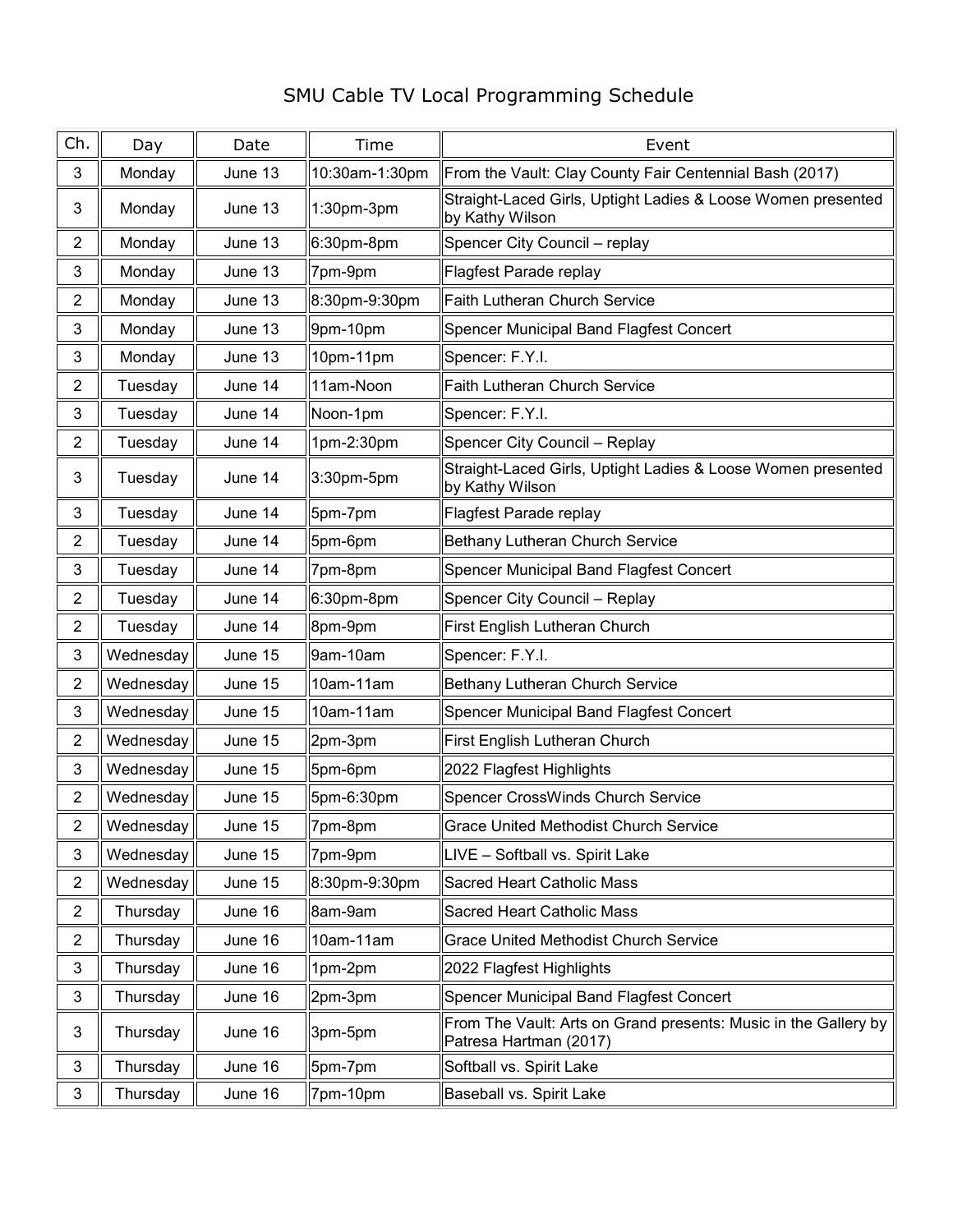# SMU Cable TV Local Programming Schedule

| Ch. | Day | Date | Time | Event |
|---|---|---|---|---|
| 3 | Monday | June 13 | 10:30am-1:30pm | From the Vault: Clay County Fair Centennial Bash (2017) |
| 3 | Monday | June 13 | 1:30pm-3pm | Straight-Laced Girls, Uptight Ladies & Loose Women presented by Kathy Wilson |
| 2 | Monday | June 13 | 6:30pm-8pm | Spencer City Council – replay |
| 3 | Monday | June 13 | 7pm-9pm | Flagfest Parade replay |
| 2 | Monday | June 13 | 8:30pm-9:30pm | Faith Lutheran Church Service |
| 3 | Monday | June 13 | 9pm-10pm | Spencer Municipal Band Flagfest Concert |
| 3 | Monday | June 13 | 10pm-11pm | Spencer: F.Y.I. |
| 2 | Tuesday | June 14 | 11am-Noon | Faith Lutheran Church Service |
| 3 | Tuesday | June 14 | Noon-1pm | Spencer: F.Y.I. |
| 2 | Tuesday | June 14 | 1pm-2:30pm | Spencer City Council – Replay |
| 3 | Tuesday | June 14 | 3:30pm-5pm | Straight-Laced Girls, Uptight Ladies & Loose Women presented by Kathy Wilson |
| 3 | Tuesday | June 14 | 5pm-7pm | Flagfest Parade replay |
| 2 | Tuesday | June 14 | 5pm-6pm | Bethany Lutheran Church Service |
| 3 | Tuesday | June 14 | 7pm-8pm | Spencer Municipal Band Flagfest Concert |
| 2 | Tuesday | June 14 | 6:30pm-8pm | Spencer City Council – Replay |
| 2 | Tuesday | June 14 | 8pm-9pm | First English Lutheran Church |
| 3 | Wednesday | June 15 | 9am-10am | Spencer: F.Y.I. |
| 2 | Wednesday | June 15 | 10am-11am | Bethany Lutheran Church Service |
| 3 | Wednesday | June 15 | 10am-11am | Spencer Municipal Band Flagfest Concert |
| 2 | Wednesday | June 15 | 2pm-3pm | First English Lutheran Church |
| 3 | Wednesday | June 15 | 5pm-6pm | 2022 Flagfest Highlights |
| 2 | Wednesday | June 15 | 5pm-6:30pm | Spencer CrossWinds Church Service |
| 2 | Wednesday | June 15 | 7pm-8pm | Grace United Methodist Church Service |
| 3 | Wednesday | June 15 | 7pm-9pm | LIVE – Softball vs. Spirit Lake |
| 2 | Wednesday | June 15 | 8:30pm-9:30pm | Sacred Heart Catholic Mass |
| 2 | Thursday | June 16 | 8am-9am | Sacred Heart Catholic Mass |
| 2 | Thursday | June 16 | 10am-11am | Grace United Methodist Church Service |
| 3 | Thursday | June 16 | 1pm-2pm | 2022 Flagfest Highlights |
| 3 | Thursday | June 16 | 2pm-3pm | Spencer Municipal Band Flagfest Concert |
| 3 | Thursday | June 16 | 3pm-5pm | From The Vault: Arts on Grand presents: Music in the Gallery by Patresa Hartman (2017) |
| 3 | Thursday | June 16 | 5pm-7pm | Softball vs. Spirit Lake |
| 3 | Thursday | June 16 | 7pm-10pm | Baseball vs. Spirit Lake |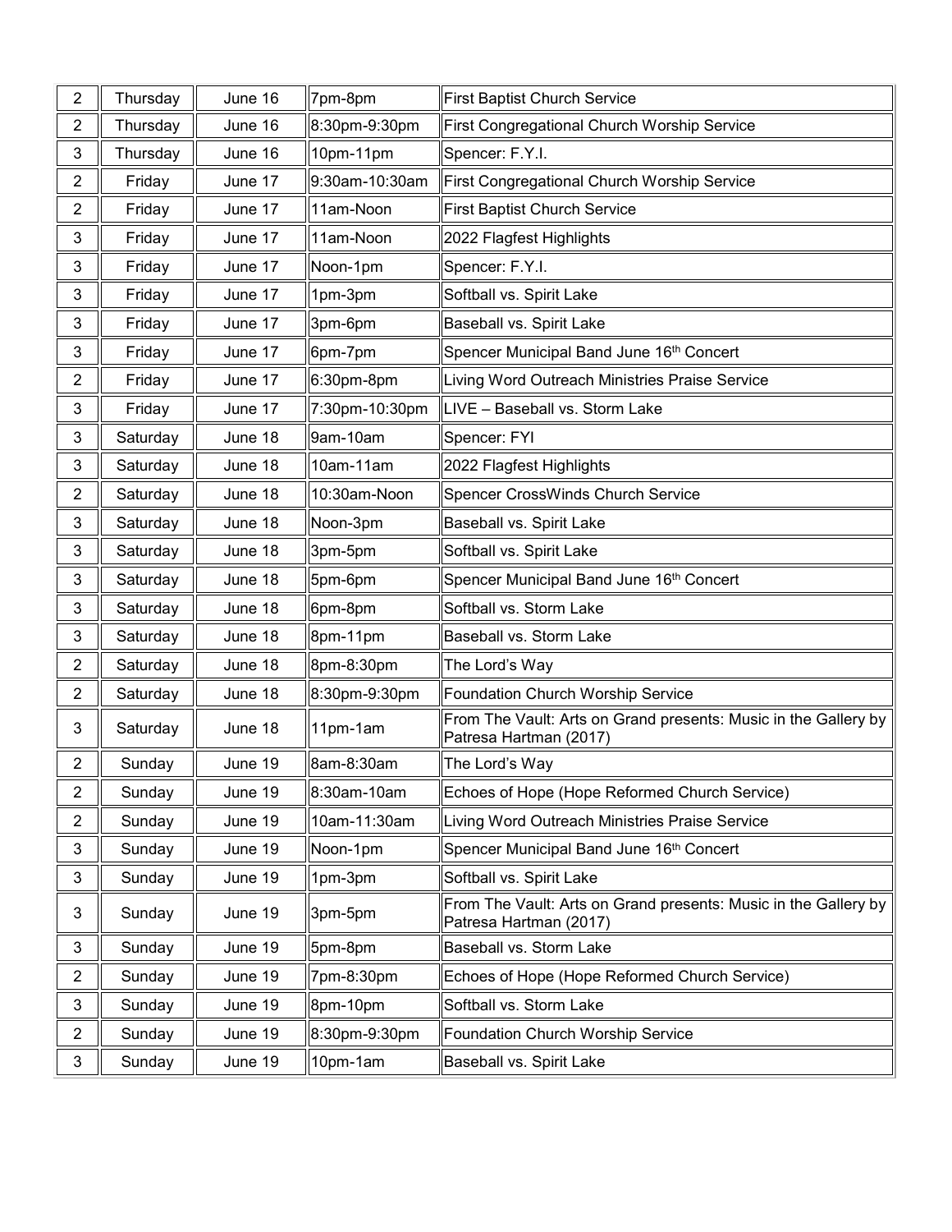| | | | | |
|---|---|---|---|---|
| 2 | Thursday | June 16 | 7pm-8pm | First Baptist Church Service |
| 2 | Thursday | June 16 | 8:30pm-9:30pm | First Congregational Church Worship Service |
| 3 | Thursday | June 16 | 10pm-11pm | Spencer: F.Y.I. |
| 2 | Friday | June 17 | 9:30am-10:30am | First Congregational Church Worship Service |
| 2 | Friday | June 17 | 11am-Noon | First Baptist Church Service |
| 3 | Friday | June 17 | 11am-Noon | 2022 Flagfest Highlights |
| 3 | Friday | June 17 | Noon-1pm | Spencer: F.Y.I. |
| 3 | Friday | June 17 | 1pm-3pm | Softball vs. Spirit Lake |
| 3 | Friday | June 17 | 3pm-6pm | Baseball vs. Spirit Lake |
| 3 | Friday | June 17 | 6pm-7pm | Spencer Municipal Band June 16th Concert |
| 2 | Friday | June 17 | 6:30pm-8pm | Living Word Outreach Ministries Praise Service |
| 3 | Friday | June 17 | 7:30pm-10:30pm | LIVE – Baseball vs. Storm Lake |
| 3 | Saturday | June 18 | 9am-10am | Spencer: FYI |
| 3 | Saturday | June 18 | 10am-11am | 2022 Flagfest Highlights |
| 2 | Saturday | June 18 | 10:30am-Noon | Spencer CrossWinds Church Service |
| 3 | Saturday | June 18 | Noon-3pm | Baseball vs. Spirit Lake |
| 3 | Saturday | June 18 | 3pm-5pm | Softball vs. Spirit Lake |
| 3 | Saturday | June 18 | 5pm-6pm | Spencer Municipal Band June 16th Concert |
| 3 | Saturday | June 18 | 6pm-8pm | Softball vs. Storm Lake |
| 3 | Saturday | June 18 | 8pm-11pm | Baseball vs. Storm Lake |
| 2 | Saturday | June 18 | 8pm-8:30pm | The Lord's Way |
| 2 | Saturday | June 18 | 8:30pm-9:30pm | Foundation Church Worship Service |
| 3 | Saturday | June 18 | 11pm-1am | From The Vault: Arts on Grand presents: Music in the Gallery by Patresa Hartman (2017) |
| 2 | Sunday | June 19 | 8am-8:30am | The Lord's Way |
| 2 | Sunday | June 19 | 8:30am-10am | Echoes of Hope (Hope Reformed Church Service) |
| 2 | Sunday | June 19 | 10am-11:30am | Living Word Outreach Ministries Praise Service |
| 3 | Sunday | June 19 | Noon-1pm | Spencer Municipal Band June 16th Concert |
| 3 | Sunday | June 19 | 1pm-3pm | Softball vs. Spirit Lake |
| 3 | Sunday | June 19 | 3pm-5pm | From The Vault: Arts on Grand presents: Music in the Gallery by Patresa Hartman (2017) |
| 3 | Sunday | June 19 | 5pm-8pm | Baseball vs. Storm Lake |
| 2 | Sunday | June 19 | 7pm-8:30pm | Echoes of Hope (Hope Reformed Church Service) |
| 3 | Sunday | June 19 | 8pm-10pm | Softball vs. Storm Lake |
| 2 | Sunday | June 19 | 8:30pm-9:30pm | Foundation Church Worship Service |
| 3 | Sunday | June 19 | 10pm-1am | Baseball vs. Spirit Lake |